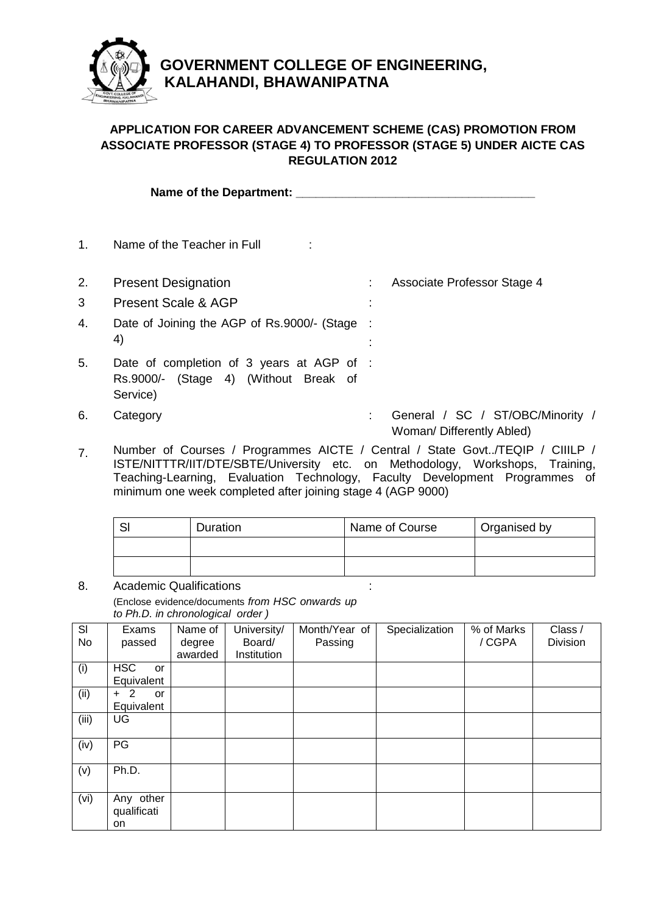# GOVERNMENT COLLEGE OF ENGINEERING, KALAHANDI, BHAWANIPATNA

## APPLICATION FOR CAREER ADVANCEMENT SCHEME (CAS) PROMOTION FROM ASSOCIATE PROFESSOR (STAGE 4) TO PROFESSOR (STAGE 5) UNDER AICTE CAS REGULATION 2012

**Name of the Department: \_\_\_\_\_\_\_\_\_\_\_\_\_\_\_\_\_\_\_\_\_\_\_\_\_\_\_\_\_\_\_\_\_\_\_\_**

1. Name of the Teacher in Full :
2. Present Designation : Associate Professor Stage 4
3. Present Scale & AGP :
4. Date of Joining the AGP of Rs.9000/- (Stage 4) :
5. Date of completion of 3 years at AGP of Rs.9000/- (Stage 4) (Without Break of Service) :
6. Category : General / SC / ST/OBC/Minority / Woman/ Differently Abled)
7. Number of Courses / Programmes AICTE / Central / State Govt../TEQIP / CIIILP / ISTE/NITTTR/IIT/DTE/SBTE/University etc. on Methodology, Workshops, Training, Teaching-Learning, Evaluation Technology, Faculty Development Programmes of minimum one week completed after joining stage 4 (AGP 9000)

| Sl | Duration | Name of Course | Organised by |
|---|---|---|---|
| | | | |
| | | | |

8. Academic Qualifications :

(Enclose evidence/documents *from HSC onwards up to Ph.D. in chronological order )*

| Sl No | Exams passed | Name of degree awarded | University/ Board/ Institution | Month/Year of Passing | Specialization | % of Marks / CGPA | Class / Division |
|---|---|---|---|---|---|---|---|
| (i) | HSC or Equivalent | | | | | | |
| (ii) | + 2 or Equivalent | | | | | | |
| (iii) | UG | | | | | | |
| (iv) | PG | | | | | | |
| (v) | Ph.D. | | | | | | |
| (vi) | Any other qualification | | | | | | |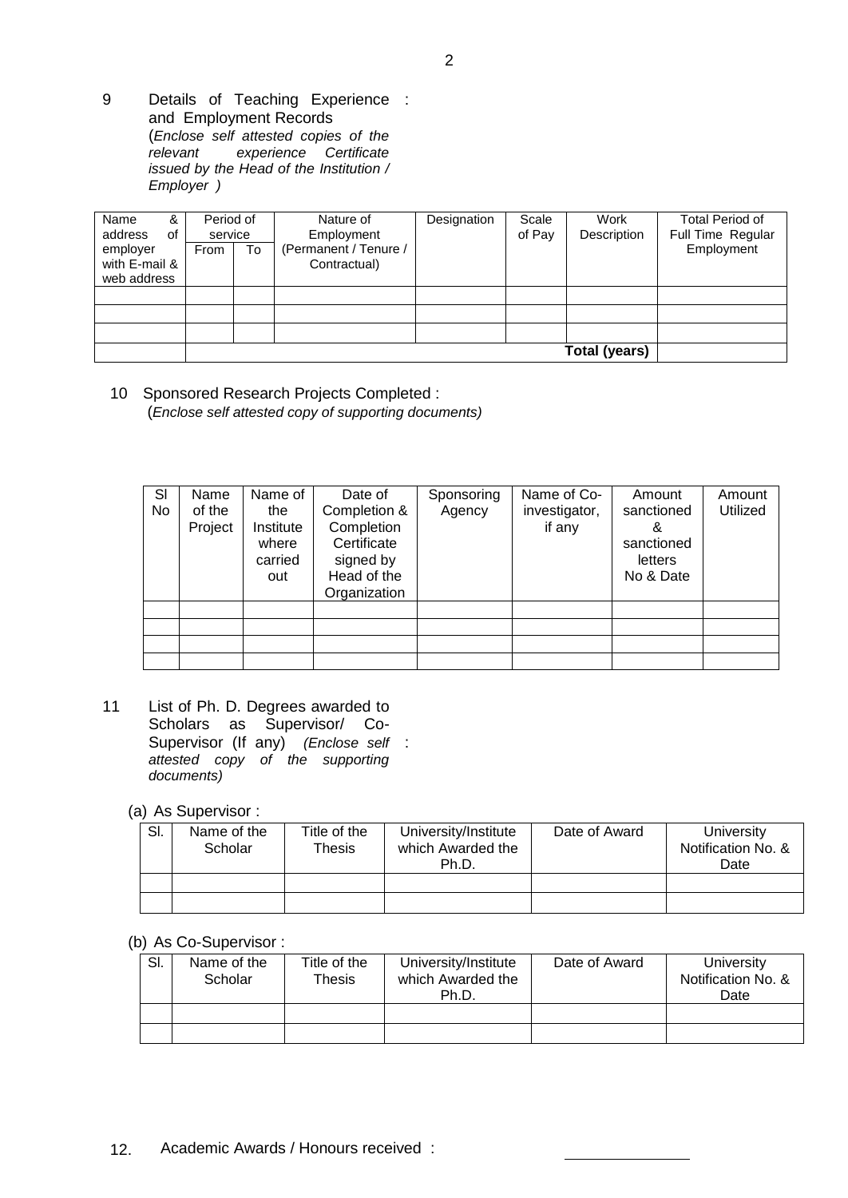9 Details of Teaching Experience and Employment Records :
(*Enclose self attested copies of the relevant experience Certificate issued by the Head of the Institution / Employer* )

| Name & address of employer with E-mail & web address | Period of service | | Nature of Employment (Permanent / Tenure / Contractual) | Designation | Scale of Pay | Work Description | Total Period of Full Time Regular Employment |
|---|---|---|---|---|---|---|---|
| | From | To | | | | | |
| | | | | | | | |
| | | | | | | | |
| | | | | | | | |
| | | | | | | **Total (years)** | |

10 Sponsored Research Projects Completed :
(*Enclose self attested copy of supporting documents)*

| Sl No | Name of the Project | Name of the Institute where carried out | Date of Completion & Completion Certificate signed by Head of the Organization | Sponsoring Agency | Name of Co-investigator, if any | Amount sanctioned & sanctioned letters No & Date | Amount Utilized |
|---|---|---|---|---|---|---|---|
| | | | | | | | |
| | | | | | | | |
| | | | | | | | |
| | | | | | | | |

11 List of Ph. D. Degrees awarded to Scholars as Supervisor/ Co-Supervisor (If any) *(Enclose self attested copy of the supporting documents)* :

(a) As Supervisor :

| Sl. | Name of the Scholar | Title of the Thesis | University/Institute which Awarded the Ph.D. | Date of Award | University Notification No. & Date |
|---|---|---|---|---|---|
| | | | | | |
| | | | | | |

(b) As Co-Supervisor :

| Sl. | Name of the Scholar | Title of the Thesis | University/Institute which Awarded the Ph.D. | Date of Award | University Notification No. & Date |
|---|---|---|---|---|---|
| | | | | | |
| | | | | | |

12. Academic Awards / Honours received :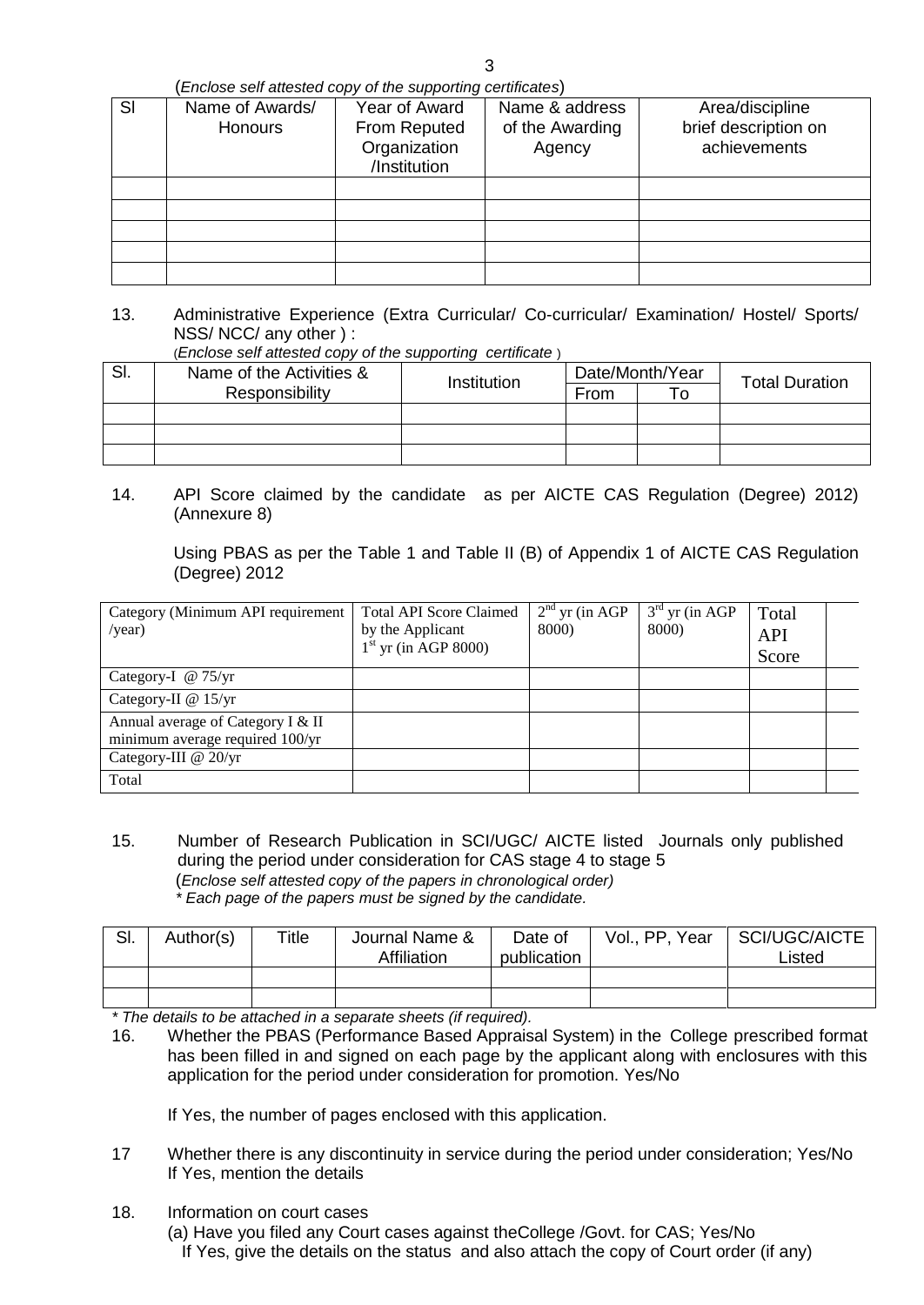(*Enclose self attested copy of the supporting certificates*)

| Sl | Name of Awards/ Honours | Year of Award From Reputed Organization /Institution | Name & address of the Awarding Agency | Area/discipline brief description on achievements |
|---|---|---|---|---|
| | | | | |
| | | | | |
| | | | | |
| | | | | |
| | | | | |

13. Administrative Experience (Extra Curricular/ Co-curricular/ Examination/ Hostel/ Sports/ NSS/ NCC/ any other ) :
(*Enclose self attested copy of the supporting certificate* )

| Sl. | Name of the Activities & Responsibility | Institution | Date/Month/Year | | Total Duration |
|---|---|---|---|---|---|
| | | | From | To | |
| | | | | | |
| | | | | | |
| | | | | | |

14. API Score claimed by the candidate as per AICTE CAS Regulation (Degree) 2012) (Annexure 8)

Using PBAS as per the Table 1 and Table II (B) of Appendix 1 of AICTE CAS Regulation (Degree) 2012

| Category (Minimum API requirement /year) | Total API Score Claimed by the Applicant 1st yr (in AGP 8000) | 2nd yr (in AGP 8000) | 3rd yr (in AGP 8000) | Total API Score | |
|---|---|---|---|---|---|
| Category-I @ 75/yr | | | | | |
| Category-II @ 15/yr | | | | | |
| Annual average of Category I & II minimum average required 100/yr | | | | | |
| Category-III @ 20/yr | | | | | |
| Total | | | | | |

15. Number of Research Publication in SCI/UGC/ AICTE listed Journals only published during the period under consideration for CAS stage 4 to stage 5
(*Enclose self attested copy of the papers in chronological order)*
*\* Each page of the papers must be signed by the candidate.*

| Sl. | Author(s) | Title | Journal Name & Affiliation | Date of publication | Vol., PP, Year | SCI/UGC/AICTE Listed |
|---|---|---|---|---|---|---|
| | | | | | | |
| | | | | | | |

*\* The details to be attached in a separate sheets (if required).*

16. Whether the PBAS (Performance Based Appraisal System) in the College prescribed format has been filled in and signed on each page by the applicant along with enclosures with this application for the period under consideration for promotion. Yes/No

If Yes, the number of pages enclosed with this application.

17 Whether there is any discontinuity in service during the period under consideration; Yes/No
If Yes, mention the details

18. Information on court cases
(a) Have you filed any Court cases against theCollege /Govt. for CAS; Yes/No
If Yes, give the details on the status and also attach the copy of Court order (if any)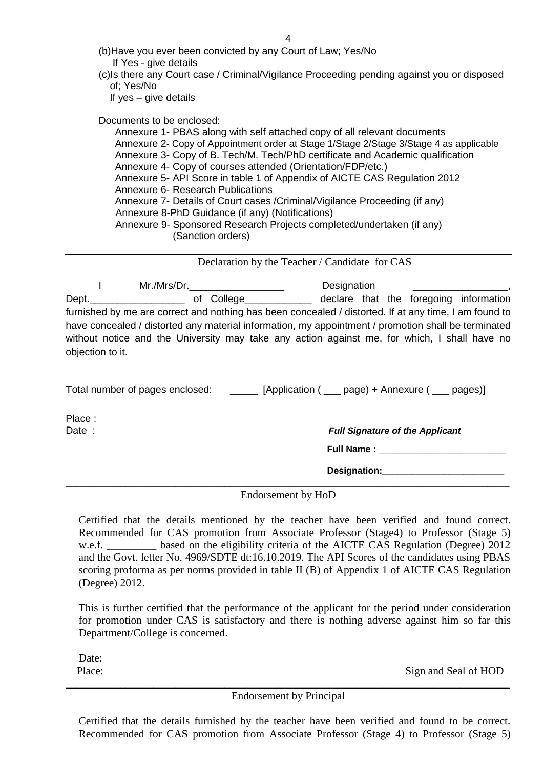(b)Have you ever been convicted by any Court of Law; Yes/No
If Yes - give details

(c)Is there any Court case / Criminal/Vigilance Proceeding pending against you or disposed of; Yes/No
If yes – give details

Documents to be enclosed:

- Annexure 1- PBAS along with self attached copy of all relevant documents
- Annexure 2- Copy of Appointment order at Stage 1/Stage 2/Stage 3/Stage 4 as applicable
- Annexure 3- Copy of B. Tech/M. Tech/PhD certificate and Academic qualification
- Annexure 4- Copy of courses attended (Orientation/FDP/etc.)
- Annexure 5- API Score in table 1 of Appendix of AICTE CAS Regulation 2012
- Annexure 6- Research Publications
- Annexure 7- Details of Court cases /Criminal/Vigilance Proceeding (if any)
- Annexure 8-PhD Guidance (if any) (Notifications)
- Annexure 9- Sponsored Research Projects completed/undertaken (if any) (Sanction orders)

---

## Declaration by the Teacher / Candidate for CAS

I Mr./Mrs/Dr.________________ Designation ________________, Dept.________________ of College____________ declare that the foregoing information furnished by me are correct and nothing has been concealed / distorted. If at any time, I am found to have concealed / distorted any material information, my appointment / promotion shall be terminated without notice and the University may take any action against me, for which, I shall have no objection to it.

Total number of pages enclosed: _____ [Application ( ___ page) + Annexure ( ___ pages)]

Place :
Date :

***Full Signature of the Applicant***

**Full Name :** ________________________

**Designation:**________________________

---

## Endorsement by HoD

Certified that the details mentioned by the teacher have been verified and found correct. Recommended for CAS promotion from Associate Professor (Stage4) to Professor (Stage 5) w.e.f. _________ based on the eligibility criteria of the AICTE CAS Regulation (Degree) 2012 and the Govt. letter No. 4969/SDTE dt:16.10.2019. The API Scores of the candidates using PBAS scoring proforma as per norms provided in table II (B) of Appendix 1 of AICTE CAS Regulation (Degree) 2012.

This is further certified that the performance of the applicant for the period under consideration for promotion under CAS is satisfactory and there is nothing adverse against him so far this Department/College is concerned.

Date:
Place:

Sign and Seal of HOD

---

## Endorsement by Principal

Certified that the details furnished by the teacher have been verified and found to be correct. Recommended for CAS promotion from Associate Professor (Stage 4) to Professor (Stage 5)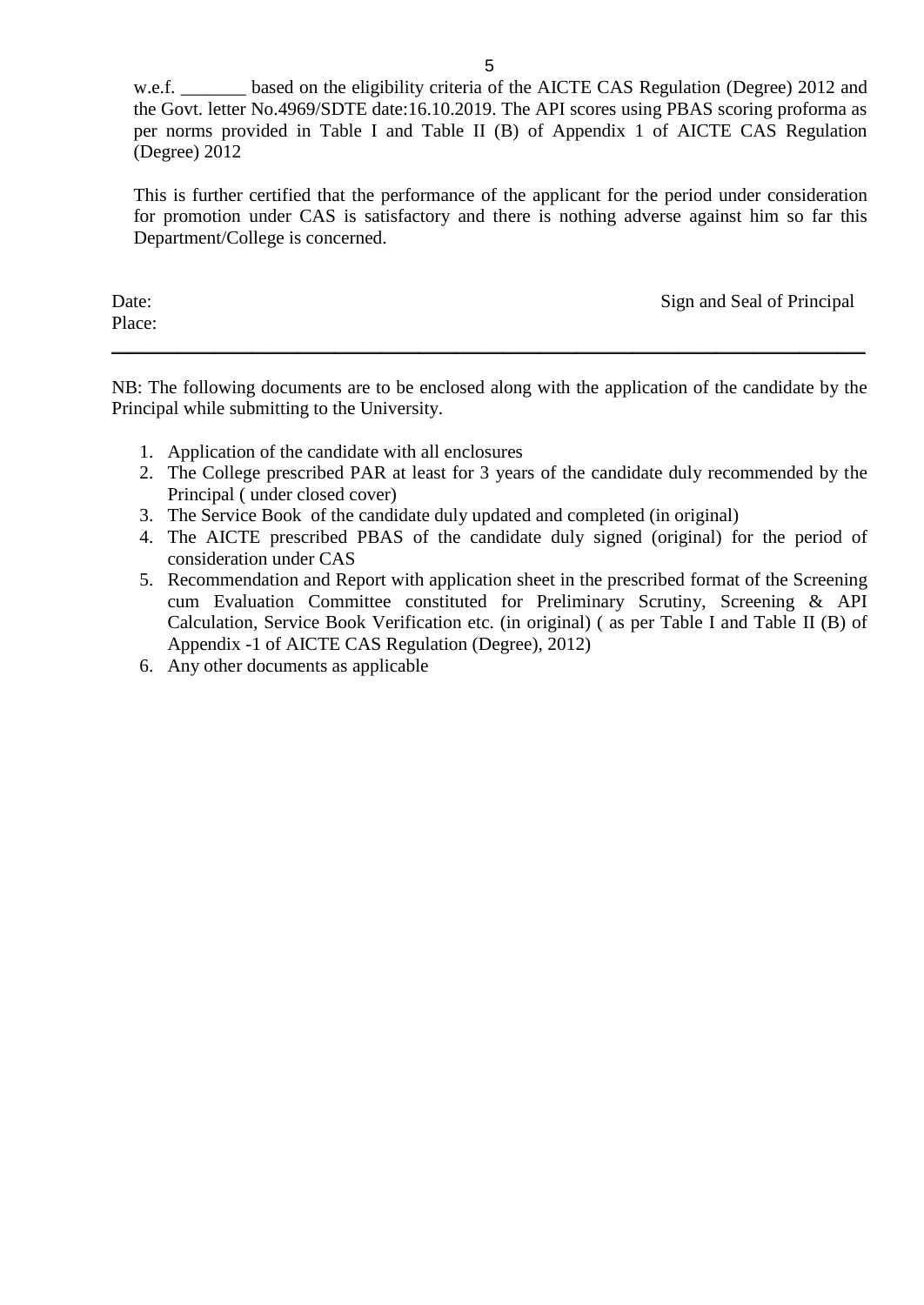w.e.f. _______ based on the eligibility criteria of the AICTE CAS Regulation (Degree) 2012 and the Govt. letter No.4969/SDTE date:16.10.2019. The API scores using PBAS scoring proforma as per norms provided in Table I and Table II (B) of Appendix 1 of AICTE CAS Regulation (Degree) 2012

This is further certified that the performance of the applicant for the period under consideration for promotion under CAS is satisfactory and there is nothing adverse against him so far this Department/College is concerned.

Date: Sign and Seal of Principal

Place:

---

NB: The following documents are to be enclosed along with the application of the candidate by the Principal while submitting to the University.

1. Application of the candidate with all enclosures
2. The College prescribed PAR at least for 3 years of the candidate duly recommended by the Principal ( under closed cover)
3. The Service Book of the candidate duly updated and completed (in original)
4. The AICTE prescribed PBAS of the candidate duly signed (original) for the period of consideration under CAS
5. Recommendation and Report with application sheet in the prescribed format of the Screening cum Evaluation Committee constituted for Preliminary Scrutiny, Screening & API Calculation, Service Book Verification etc. (in original) ( as per Table I and Table II (B) of Appendix -1 of AICTE CAS Regulation (Degree), 2012)
6. Any other documents as applicable